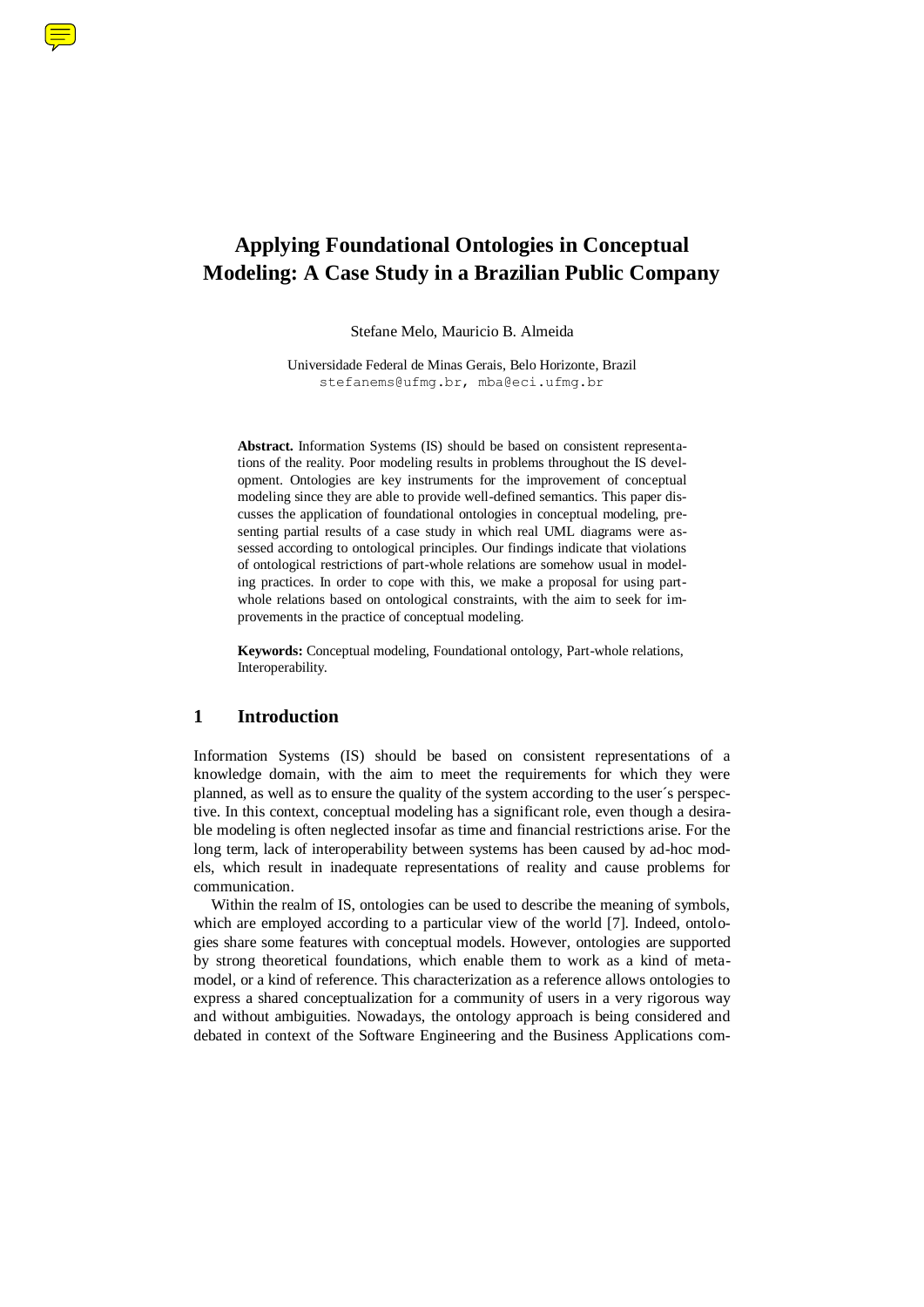# Applying Foundational Ontologies in Conceptual Modeling: A Case Study in a Brazilian Public Company

Stefane Melo, Mauricio B. Almeida

Universidade Federal de Minas Gerais, Belo Horizonte, Brazil
stefanems@ufmg.br, mba@eci.ufmg.br

**Abstract.** Information Systems (IS) should be based on consistent representations of the reality. Poor modeling results in problems throughout the IS development. Ontologies are key instruments for the improvement of conceptual modeling since they are able to provide well-defined semantics. This paper discusses the application of foundational ontologies in conceptual modeling, presenting partial results of a case study in which real UML diagrams were assessed according to ontological principles. Our findings indicate that violations of ontological restrictions of part-whole relations are somehow usual in modeling practices. In order to cope with this, we make a proposal for using part-whole relations based on ontological constraints, with the aim to seek for improvements in the practice of conceptual modeling.

**Keywords:** Conceptual modeling, Foundational ontology, Part-whole relations, Interoperability.

## 1 Introduction

Information Systems (IS) should be based on consistent representations of a knowledge domain, with the aim to meet the requirements for which they were planned, as well as to ensure the quality of the system according to the user´s perspective. In this context, conceptual modeling has a significant role, even though a desirable modeling is often neglected insofar as time and financial restrictions arise. For the long term, lack of interoperability between systems has been caused by ad-hoc models, which result in inadequate representations of reality and cause problems for communication.

Within the realm of IS, ontologies can be used to describe the meaning of symbols, which are employed according to a particular view of the world [7]. Indeed, ontologies share some features with conceptual models. However, ontologies are supported by strong theoretical foundations, which enable them to work as a kind of meta-model, or a kind of reference. This characterization as a reference allows ontologies to express a shared conceptualization for a community of users in a very rigorous way and without ambiguities. Nowadays, the ontology approach is being considered and debated in context of the Software Engineering and the Business Applications com-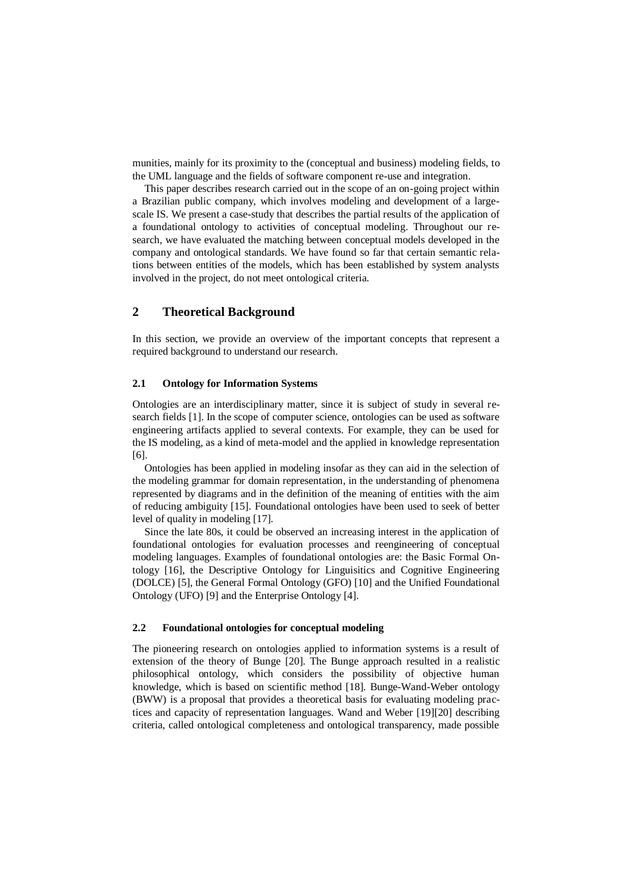munities, mainly for its proximity to the (conceptual and business) modeling fields, to the UML language and the fields of software component re-use and integration.

This paper describes research carried out in the scope of an on-going project within a Brazilian public company, which involves modeling and development of a large-scale IS. We present a case-study that describes the partial results of the application of a foundational ontology to activities of conceptual modeling. Throughout our research, we have evaluated the matching between conceptual models developed in the company and ontological standards. We have found so far that certain semantic relations between entities of the models, which has been established by system analysts involved in the project, do not meet ontological criteria.

## 2 Theoretical Background

In this section, we provide an overview of the important concepts that represent a required background to understand our research.

### 2.1 Ontology for Information Systems

Ontologies are an interdisciplinary matter, since it is subject of study in several research fields [1]. In the scope of computer science, ontologies can be used as software engineering artifacts applied to several contexts. For example, they can be used for the IS modeling, as a kind of meta-model and the applied in knowledge representation [6].

Ontologies has been applied in modeling insofar as they can aid in the selection of the modeling grammar for domain representation, in the understanding of phenomena represented by diagrams and in the definition of the meaning of entities with the aim of reducing ambiguity [15]. Foundational ontologies have been used to seek of better level of quality in modeling [17].

Since the late 80s, it could be observed an increasing interest in the application of foundational ontologies for evaluation processes and reengineering of conceptual modeling languages. Examples of foundational ontologies are: the Basic Formal Ontology [16], the Descriptive Ontology for Linguisitics and Cognitive Engineering (DOLCE) [5], the General Formal Ontology (GFO) [10] and the Unified Foundational Ontology (UFO) [9] and the Enterprise Ontology [4].

### 2.2 Foundational ontologies for conceptual modeling

The pioneering research on ontologies applied to information systems is a result of extension of the theory of Bunge [20]. The Bunge approach resulted in a realistic philosophical ontology, which considers the possibility of objective human knowledge, which is based on scientific method [18]. Bunge-Wand-Weber ontology (BWW) is a proposal that provides a theoretical basis for evaluating modeling practices and capacity of representation languages. Wand and Weber [19][20] describing criteria, called ontological completeness and ontological transparency, made possible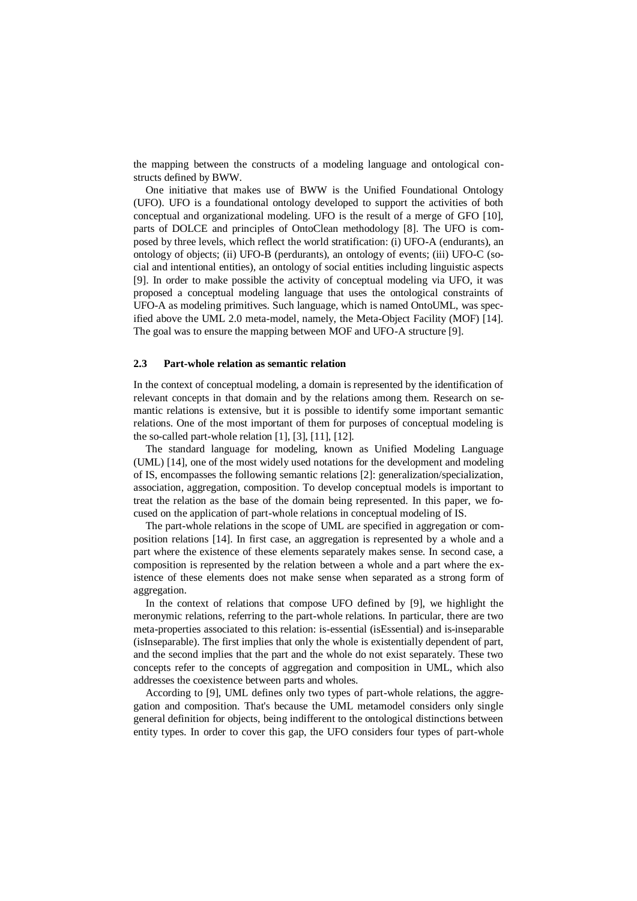the mapping between the constructs of a modeling language and ontological constructs defined by BWW.

One initiative that makes use of BWW is the Unified Foundational Ontology (UFO). UFO is a foundational ontology developed to support the activities of both conceptual and organizational modeling. UFO is the result of a merge of GFO [10], parts of DOLCE and principles of OntoClean methodology [8]. The UFO is composed by three levels, which reflect the world stratification: (i) UFO-A (endurants), an ontology of objects; (ii) UFO-B (perdurants), an ontology of events; (iii) UFO-C (social and intentional entities), an ontology of social entities including linguistic aspects [9]. In order to make possible the activity of conceptual modeling via UFO, it was proposed a conceptual modeling language that uses the ontological constraints of UFO-A as modeling primitives. Such language, which is named OntoUML, was specified above the UML 2.0 meta-model, namely, the Meta-Object Facility (MOF) [14]. The goal was to ensure the mapping between MOF and UFO-A structure [9].

### 2.3 Part-whole relation as semantic relation

In the context of conceptual modeling, a domain is represented by the identification of relevant concepts in that domain and by the relations among them. Research on semantic relations is extensive, but it is possible to identify some important semantic relations. One of the most important of them for purposes of conceptual modeling is the so-called part-whole relation [1], [3], [11], [12].

The standard language for modeling, known as Unified Modeling Language (UML) [14], one of the most widely used notations for the development and modeling of IS, encompasses the following semantic relations [2]: generalization/specialization, association, aggregation, composition. To develop conceptual models is important to treat the relation as the base of the domain being represented. In this paper, we focused on the application of part-whole relations in conceptual modeling of IS.

The part-whole relations in the scope of UML are specified in aggregation or composition relations [14]. In first case, an aggregation is represented by a whole and a part where the existence of these elements separately makes sense. In second case, a composition is represented by the relation between a whole and a part where the existence of these elements does not make sense when separated as a strong form of aggregation.

In the context of relations that compose UFO defined by [9], we highlight the meronymic relations, referring to the part-whole relations. In particular, there are two meta-properties associated to this relation: is-essential (isEssential) and is-inseparable (isInseparable). The first implies that only the whole is existentially dependent of part, and the second implies that the part and the whole do not exist separately. These two concepts refer to the concepts of aggregation and composition in UML, which also addresses the coexistence between parts and wholes.

According to [9], UML defines only two types of part-whole relations, the aggregation and composition. That's because the UML metamodel considers only single general definition for objects, being indifferent to the ontological distinctions between entity types. In order to cover this gap, the UFO considers four types of part-whole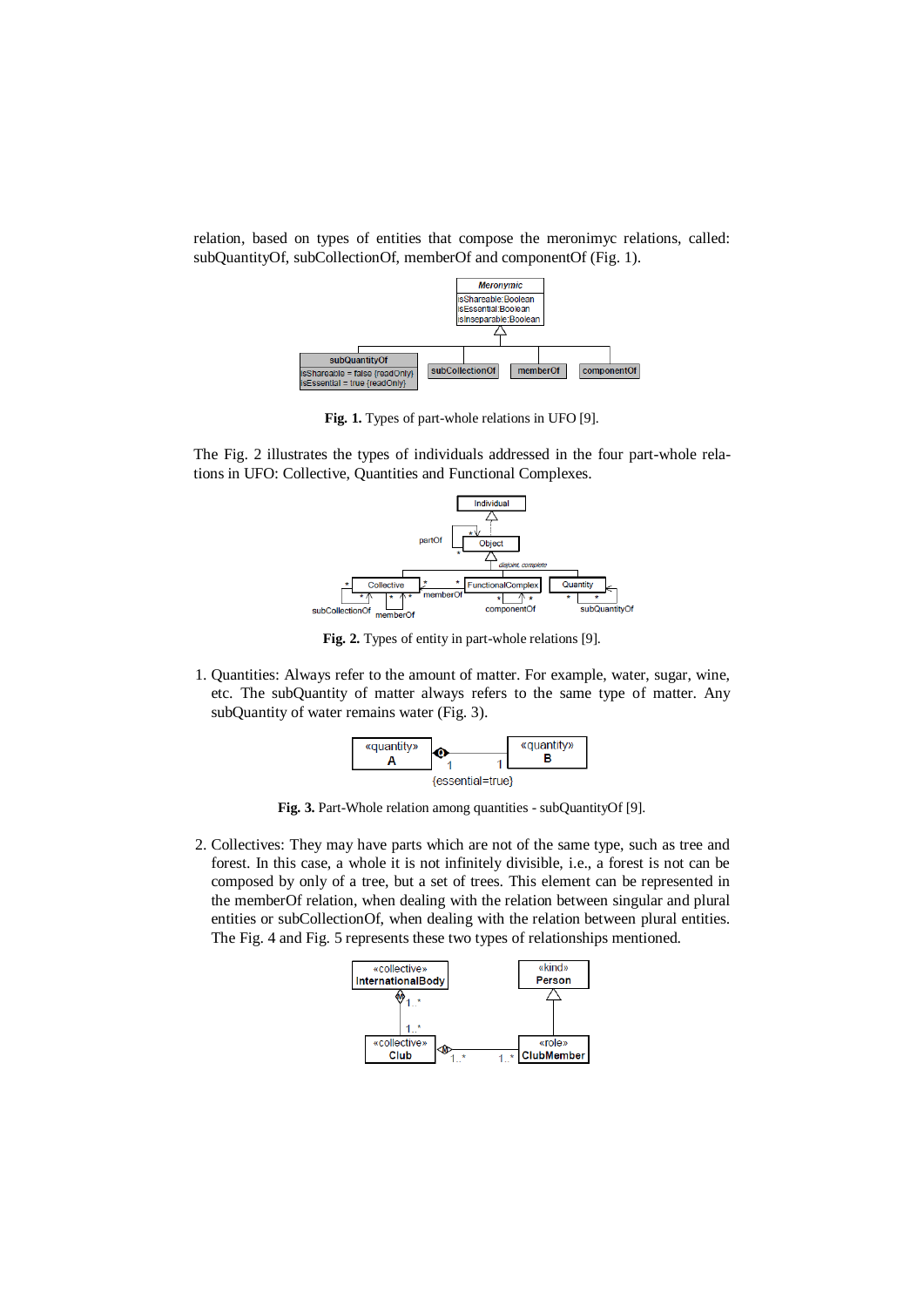relation, based on types of entities that compose the meronimyc relations, called: subQuantityOf, subCollectionOf, memberOf and componentOf (Fig. 1).

**Fig. 1.** Types of part-whole relations in UFO [9].

The Fig. 2 illustrates the types of individuals addressed in the four part-whole relations in UFO: Collective, Quantities and Functional Complexes.

**Fig. 2.** Types of entity in part-whole relations [9].

1. Quantities: Always refer to the amount of matter. For example, water, sugar, wine, etc. The subQuantity of matter always refers to the same type of matter. Any subQuantity of water remains water (Fig. 3).

**Fig. 3.** Part-Whole relation among quantities - subQuantityOf [9].

2. Collectives: They may have parts which are not of the same type, such as tree and forest. In this case, a whole it is not infinitely divisible, i.e., a forest is not can be composed by only of a tree, but a set of trees. This element can be represented in the memberOf relation, when dealing with the relation between singular and plural entities or subCollectionOf, when dealing with the relation between plural entities. The Fig. 4 and Fig. 5 represents these two types of relationships mentioned.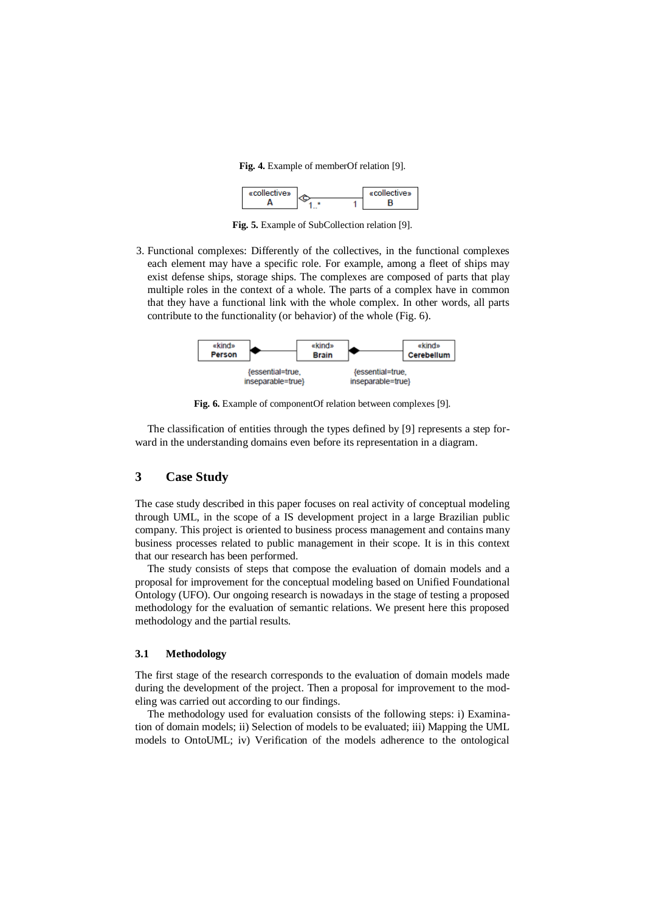**Fig. 4.** Example of memberOf relation [9].

**Fig. 5.** Example of SubCollection relation [9].

3. Functional complexes: Differently of the collectives, in the functional complexes each element may have a specific role. For example, among a fleet of ships may exist defense ships, storage ships. The complexes are composed of parts that play multiple roles in the context of a whole. The parts of a complex have in common that they have a functional link with the whole complex. In other words, all parts contribute to the functionality (or behavior) of the whole (Fig. 6).

**Fig. 6.** Example of componentOf relation between complexes [9].

The classification of entities through the types defined by [9] represents a step forward in the understanding domains even before its representation in a diagram.

## 3 Case Study

The case study described in this paper focuses on real activity of conceptual modeling through UML, in the scope of a IS development project in a large Brazilian public company. This project is oriented to business process management and contains many business processes related to public management in their scope. It is in this context that our research has been performed.

The study consists of steps that compose the evaluation of domain models and a proposal for improvement for the conceptual modeling based on Unified Foundational Ontology (UFO). Our ongoing research is nowadays in the stage of testing a proposed methodology for the evaluation of semantic relations. We present here this proposed methodology and the partial results.

### 3.1 Methodology

The first stage of the research corresponds to the evaluation of domain models made during the development of the project. Then a proposal for improvement to the modeling was carried out according to our findings.

The methodology used for evaluation consists of the following steps: i) Examination of domain models; ii) Selection of models to be evaluated; iii) Mapping the UML models to OntoUML; iv) Verification of the models adherence to the ontological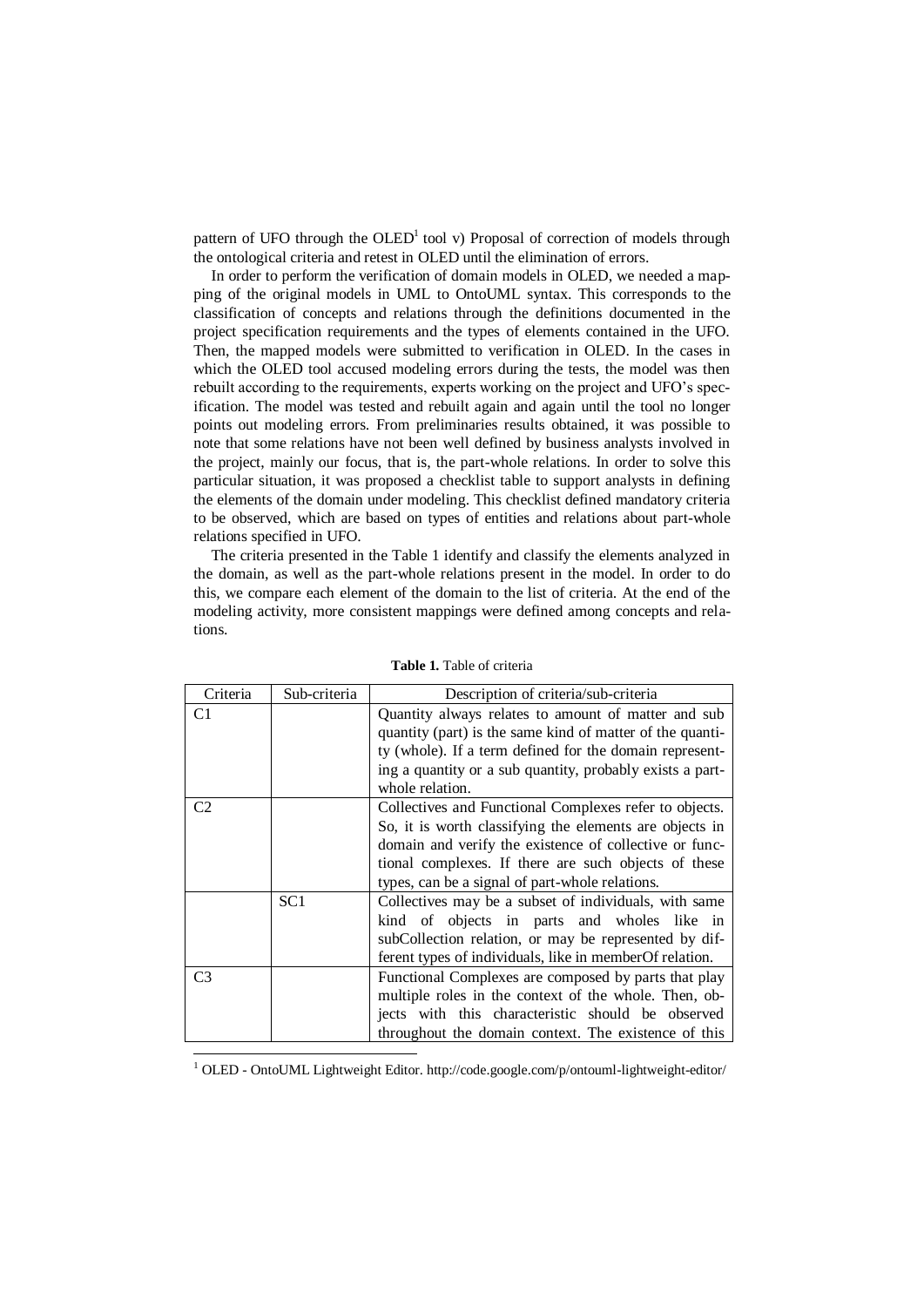pattern of UFO through the OLED[1] tool v) Proposal of correction of models through the ontological criteria and retest in OLED until the elimination of errors.

In order to perform the verification of domain models in OLED, we needed a mapping of the original models in UML to OntoUML syntax. This corresponds to the classification of concepts and relations through the definitions documented in the project specification requirements and the types of elements contained in the UFO. Then, the mapped models were submitted to verification in OLED. In the cases in which the OLED tool accused modeling errors during the tests, the model was then rebuilt according to the requirements, experts working on the project and UFO's specification. The model was tested and rebuilt again and again until the tool no longer points out modeling errors. From preliminaries results obtained, it was possible to note that some relations have not been well defined by business analysts involved in the project, mainly our focus, that is, the part-whole relations. In order to solve this particular situation, it was proposed a checklist table to support analysts in defining the elements of the domain under modeling. This checklist defined mandatory criteria to be observed, which are based on types of entities and relations about part-whole relations specified in UFO.

The criteria presented in the Table 1 identify and classify the elements analyzed in the domain, as well as the part-whole relations present in the model. In order to do this, we compare each element of the domain to the list of criteria. At the end of the modeling activity, more consistent mappings were defined among concepts and relations.

**Table 1.** Table of criteria

| Criteria | Sub-criteria | Description of criteria/sub-criteria |
|---|---|---|
| C1 | | Quantity always relates to amount of matter and sub quantity (part) is the same kind of matter of the quantity (whole). If a term defined for the domain representing a quantity or a sub quantity, probably exists a part-whole relation. |
| C2 | | Collectives and Functional Complexes refer to objects. So, it is worth classifying the elements are objects in domain and verify the existence of collective or functional complexes. If there are such objects of these types, can be a signal of part-whole relations. |
| | SC1 | Collectives may be a subset of individuals, with same kind of objects in parts and wholes like in subCollection relation, or may be represented by different types of individuals, like in memberOf relation. |
| C3 | | Functional Complexes are composed by parts that play multiple roles in the context of the whole. Then, objects with this characteristic should be observed throughout the domain context. The existence of this |

[1] OLED - OntoUML Lightweight Editor. http://code.google.com/p/ontouml-lightweight-editor/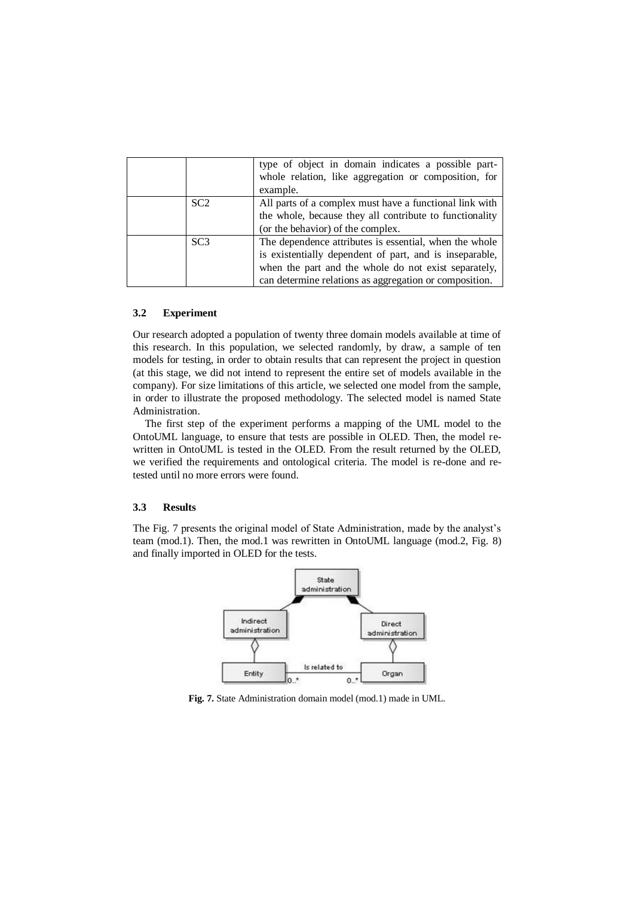| | | type of object in domain indicates a possible part-whole relation, like aggregation or composition, for example. |
|---|---|---|
| | SC2 | All parts of a complex must have a functional link with the whole, because they all contribute to functionality (or the behavior) of the complex. |
| | SC3 | The dependence attributes is essential, when the whole is existentially dependent of part, and is inseparable, when the part and the whole do not exist separately, can determine relations as aggregation or composition. |

### 3.2 Experiment

Our research adopted a population of twenty three domain models available at time of this research. In this population, we selected randomly, by draw, a sample of ten models for testing, in order to obtain results that can represent the project in question (at this stage, we did not intend to represent the entire set of models available in the company). For size limitations of this article, we selected one model from the sample, in order to illustrate the proposed methodology. The selected model is named State Administration.

The first step of the experiment performs a mapping of the UML model to the OntoUML language, to ensure that tests are possible in OLED. Then, the model re-written in OntoUML is tested in the OLED. From the result returned by the OLED, we verified the requirements and ontological criteria. The model is re-done and re-tested until no more errors were found.

### 3.3 Results

The Fig. 7 presents the original model of State Administration, made by the analyst's team (mod.1). Then, the mod.1 was rewritten in OntoUML language (mod.2, Fig. 8) and finally imported in OLED for the tests.

**Fig. 7.** State Administration domain model (mod.1) made in UML.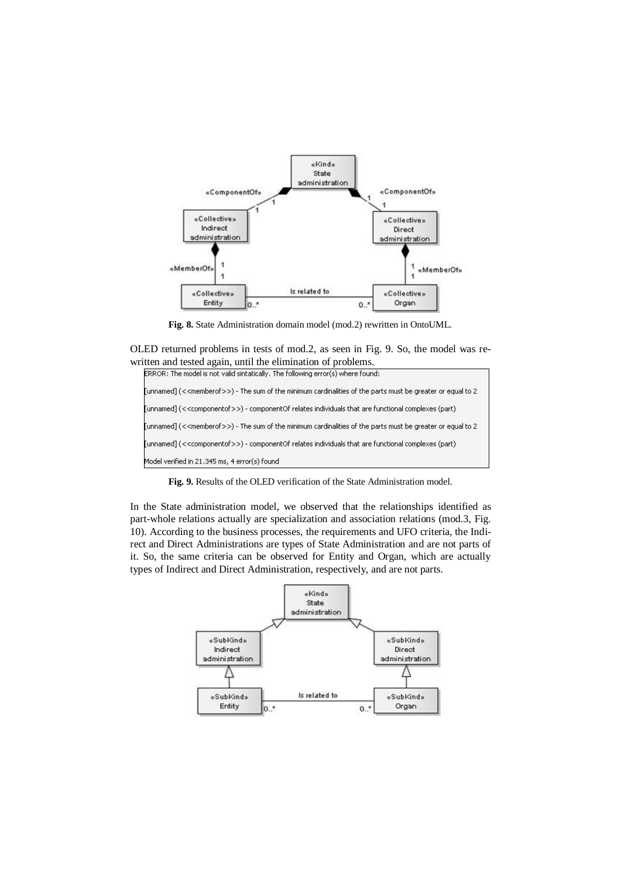**Fig. 8.** State Administration domain model (mod.2) rewritten in OntoUML.

OLED returned problems in tests of mod.2, as seen in Fig. 9. So, the model was rewritten and tested again, until the elimination of problems.

```
ERROR: The model is not valid sintatically. The following error(s) where found:

[unnamed] (<<memberof>>) - The sum of the minimum cardinalities of the parts must be greater or equal to 2

[unnamed] (<<componentof>>) - componentOf relates individuals that are functional complexes (part)

[unnamed] (<<memberof>>) - The sum of the minimum cardinalities of the parts must be greater or equal to 2

[unnamed] (<<componentof>>) - componentOf relates individuals that are functional complexes (part)

Model verified in 21.345 ms, 4 error(s) found
```

**Fig. 9.** Results of the OLED verification of the State Administration model.

In the State administration model, we observed that the relationships identified as part-whole relations actually are specialization and association relations (mod.3, Fig. 10). According to the business processes, the requirements and UFO criteria, the Indirect and Direct Administrations are types of State Administration and are not parts of it. So, the same criteria can be observed for Entity and Organ, which are actually types of Indirect and Direct Administration, respectively, and are not parts.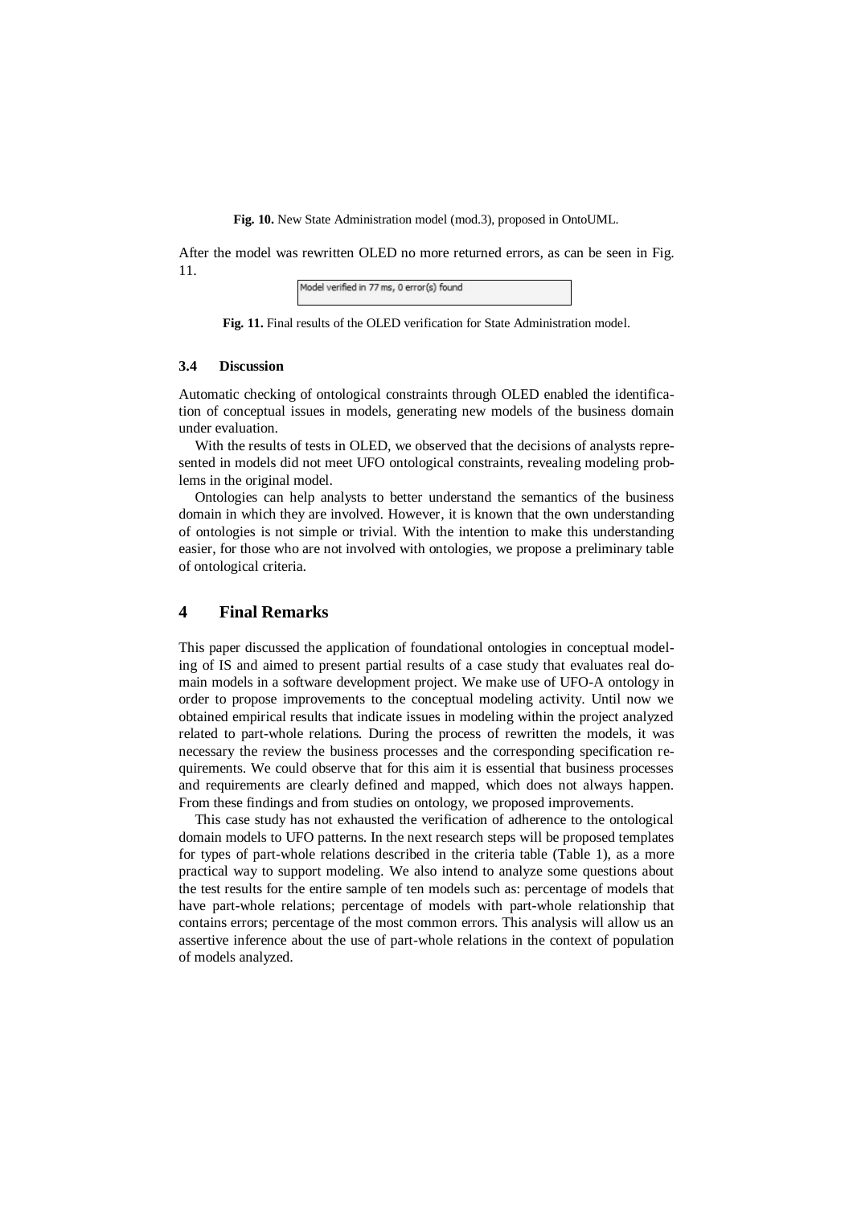**Fig. 10.** New State Administration model (mod.3), proposed in OntoUML.

After the model was rewritten OLED no more returned errors, as can be seen in Fig. 11.

Model verified in 77 ms, 0 error(s) found

**Fig. 11.** Final results of the OLED verification for State Administration model.

### 3.4 Discussion

Automatic checking of ontological constraints through OLED enabled the identification of conceptual issues in models, generating new models of the business domain under evaluation.

With the results of tests in OLED, we observed that the decisions of analysts represented in models did not meet UFO ontological constraints, revealing modeling problems in the original model.

Ontologies can help analysts to better understand the semantics of the business domain in which they are involved. However, it is known that the own understanding of ontologies is not simple or trivial. With the intention to make this understanding easier, for those who are not involved with ontologies, we propose a preliminary table of ontological criteria.

## 4 Final Remarks

This paper discussed the application of foundational ontologies in conceptual modeling of IS and aimed to present partial results of a case study that evaluates real domain models in a software development project. We make use of UFO-A ontology in order to propose improvements to the conceptual modeling activity. Until now we obtained empirical results that indicate issues in modeling within the project analyzed related to part-whole relations. During the process of rewritten the models, it was necessary the review the business processes and the corresponding specification requirements. We could observe that for this aim it is essential that business processes and requirements are clearly defined and mapped, which does not always happen. From these findings and from studies on ontology, we proposed improvements.

This case study has not exhausted the verification of adherence to the ontological domain models to UFO patterns. In the next research steps will be proposed templates for types of part-whole relations described in the criteria table (Table 1), as a more practical way to support modeling. We also intend to analyze some questions about the test results for the entire sample of ten models such as: percentage of models that have part-whole relations; percentage of models with part-whole relationship that contains errors; percentage of the most common errors. This analysis will allow us an assertive inference about the use of part-whole relations in the context of population of models analyzed.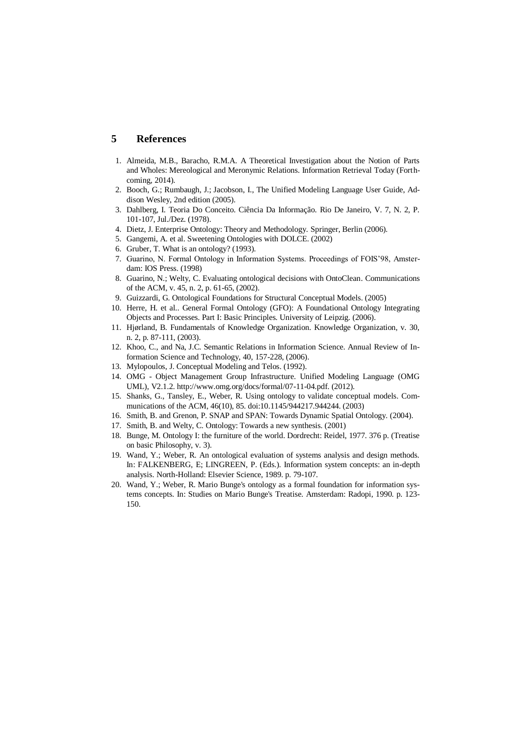# 5 References

1. Almeida, M.B., Baracho, R.M.A. A Theoretical Investigation about the Notion of Parts and Wholes: Mereological and Meronymic Relations. Information Retrieval Today (Forthcoming, 2014).
2. Booch, G.; Rumbaugh, J.; Jacobson, I., The Unified Modeling Language User Guide, Addison Wesley, 2nd edition (2005).
3. Dahlberg, I. Teoria Do Conceito. Ciência Da Informação. Rio De Janeiro, V. 7, N. 2, P. 101-107, Jul./Dez. (1978).
4. Dietz, J. Enterprise Ontology: Theory and Methodology. Springer, Berlin (2006).
5. Gangemi, A. et al. Sweetening Ontologies with DOLCE. (2002)
6. Gruber, T. What is an ontology? (1993).
7. Guarino, N. Formal Ontology in Information Systems. Proceedings of FOIS'98, Amsterdam: IOS Press. (1998)
8. Guarino, N.; Welty, C. Evaluating ontological decisions with OntoClean. Communications of the ACM, v. 45, n. 2, p. 61-65, (2002).
9. Guizzardi, G. Ontological Foundations for Structural Conceptual Models. (2005)
10. Herre, H. et al.. General Formal Ontology (GFO): A Foundational Ontology Integrating Objects and Processes. Part I: Basic Principles. University of Leipzig. (2006).
11. Hjørland, B. Fundamentals of Knowledge Organization. Knowledge Organization, v. 30, n. 2, p. 87-111, (2003).
12. Khoo, C., and Na, J.C. Semantic Relations in Information Science. Annual Review of Information Science and Technology, 40, 157-228, (2006).
13. Mylopoulos, J. Conceptual Modeling and Telos. (1992).
14. OMG - Object Management Group Infrastructure. Unified Modeling Language (OMG UML), V2.1.2. http://www.omg.org/docs/formal/07-11-04.pdf. (2012).
15. Shanks, G., Tansley, E., Weber, R. Using ontology to validate conceptual models. Communications of the ACM, 46(10), 85. doi:10.1145/944217.944244. (2003)
16. Smith, B. and Grenon, P. SNAP and SPAN: Towards Dynamic Spatial Ontology. (2004).
17. Smith, B. and Welty, C. Ontology: Towards a new synthesis. (2001)
18. Bunge, M. Ontology I: the furniture of the world. Dordrecht: Reidel, 1977. 376 p. (Treatise on basic Philosophy, v. 3).
19. Wand, Y.; Weber, R. An ontological evaluation of systems analysis and design methods. In: FALKENBERG, E; LINGREEN, P. (Eds.). Information system concepts: an in-depth analysis. North-Holland: Elsevier Science, 1989. p. 79-107.
20. Wand, Y.; Weber, R. Mario Bunge's ontology as a formal foundation for information systems concepts. In: Studies on Mario Bunge's Treatise. Amsterdam: Radopi, 1990. p. 123-150.